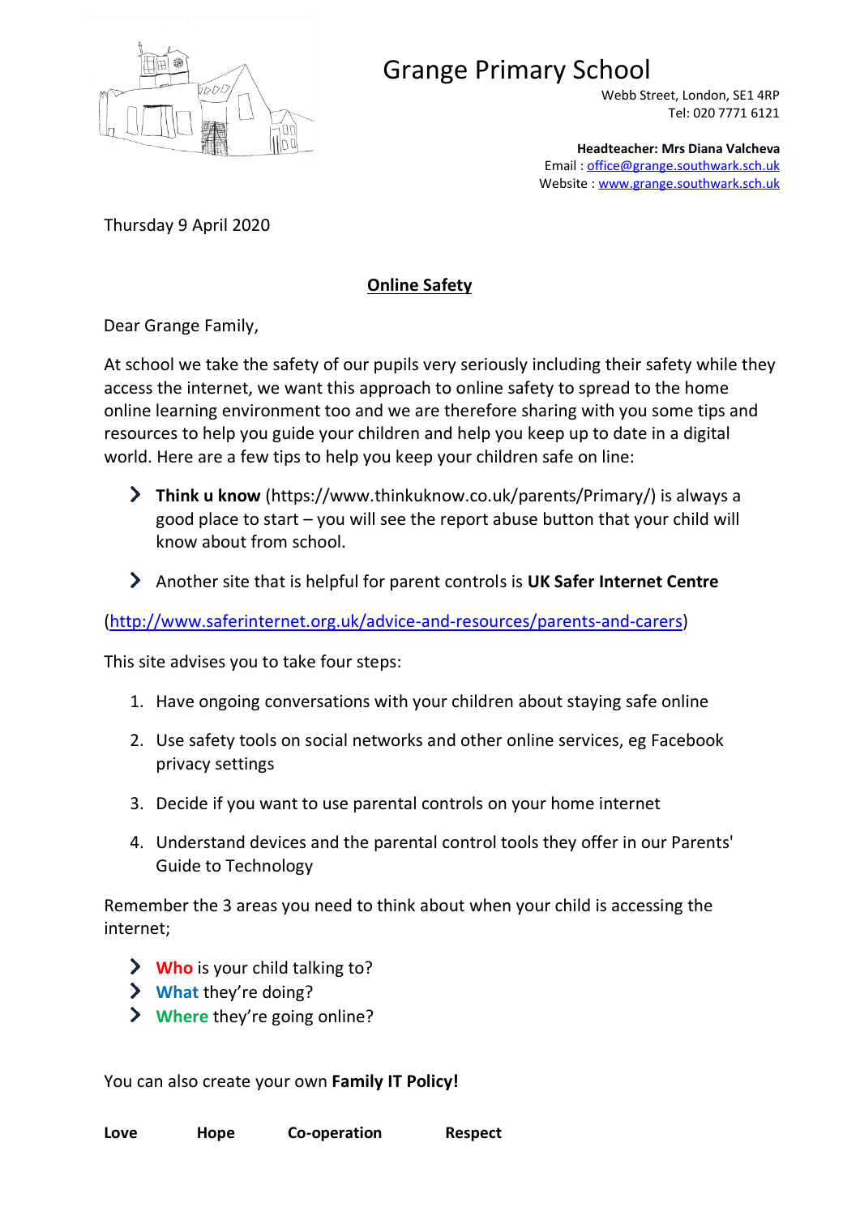# Grange Primary School

Webb Street, London, SE1 4RP
Tel: 020 7771 6121

**Headteacher: Mrs Diana Valcheva**
Email : office@grange.southwark.sch.uk
Website : www.grange.southwark.sch.uk

Thursday 9 April 2020

## Online Safety

Dear Grange Family,

At school we take the safety of our pupils very seriously including their safety while they access the internet, we want this approach to online safety to spread to the home online learning environment too and we are therefore sharing with you some tips and resources to help you guide your children and help you keep up to date in a digital world. Here are a few tips to help you keep your children safe on line:

- **Think u know** (https://www.thinkuknow.co.uk/parents/Primary/) is always a good place to start – you will see the report abuse button that your child will know about from school.
- Another site that is helpful for parent controls is **UK Safer Internet Centre**

(http://www.saferinternet.org.uk/advice-and-resources/parents-and-carers)

This site advises you to take four steps:

1. Have ongoing conversations with your children about staying safe online
2. Use safety tools on social networks and other online services, eg Facebook privacy settings
3. Decide if you want to use parental controls on your home internet
4. Understand devices and the parental control tools they offer in our Parents' Guide to Technology

Remember the 3 areas you need to think about when your child is accessing the internet;

- **Who** is your child talking to?
- **What** they're doing?
- **Where** they're going online?

You can also create your own **Family IT Policy!**

**Love** **Hope** **Co-operation** **Respect**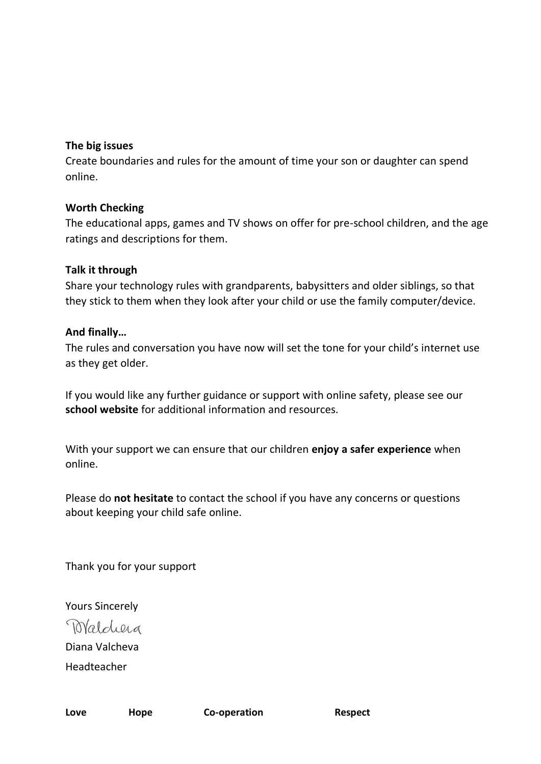**The big issues**
Create boundaries and rules for the amount of time your son or daughter can spend online.

**Worth Checking**
The educational apps, games and TV shows on offer for pre-school children, and the age ratings and descriptions for them.

**Talk it through**
Share your technology rules with grandparents, babysitters and older siblings, so that they stick to them when they look after your child or use the family computer/device.

**And finally…**
The rules and conversation you have now will set the tone for your child's internet use as they get older.

If you would like any further guidance or support with online safety, please see our **school website** for additional information and resources.

With your support we can ensure that our children **enjoy a safer experience** when online.

Please do **not hesitate** to contact the school if you have any concerns or questions about keeping your child safe online.

Thank you for your support

Yours Sincerely

DValcheva

Diana Valcheva

Headteacher

**Love** **Hope** **Co-operation** **Respect**